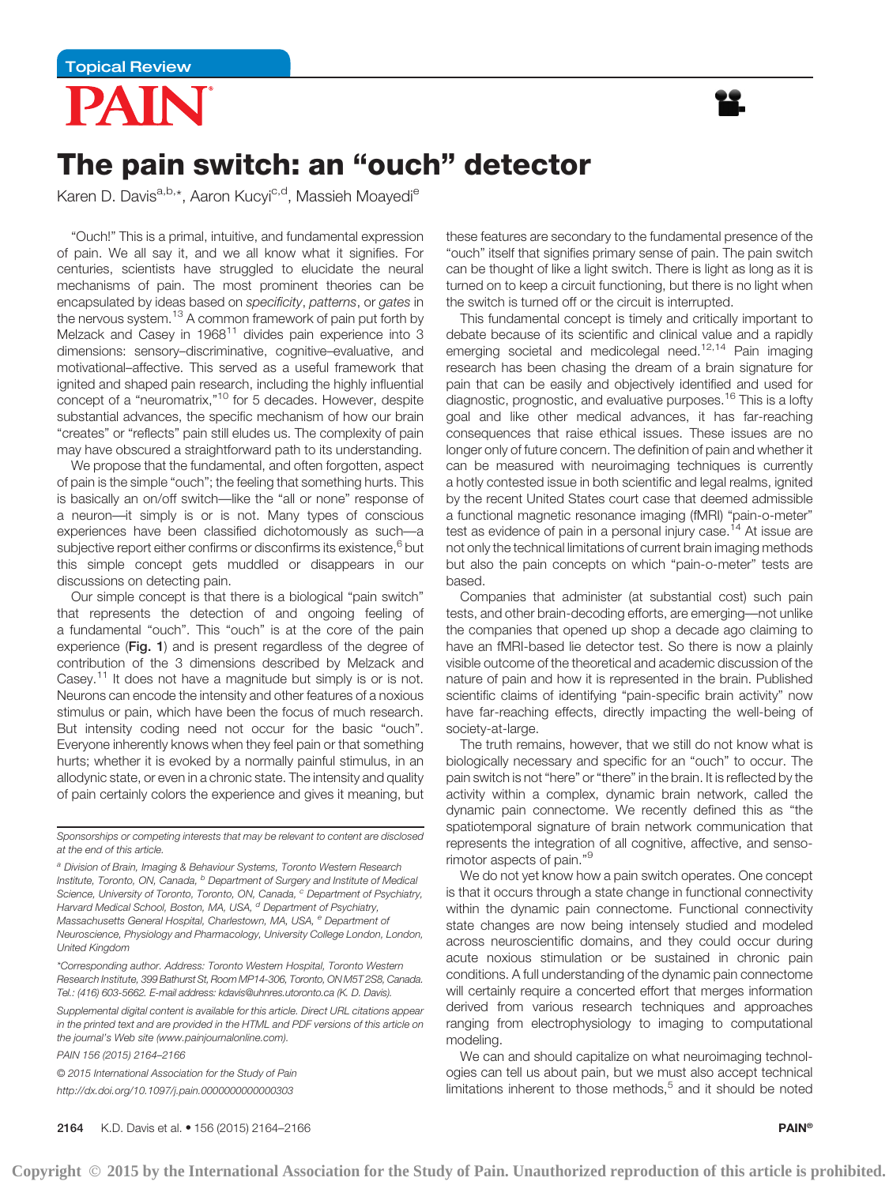Topical Review

# The pain switch: an "ouch" detector

Karen D. Davis[a,b,*], Aaron Kucyi[c,d], Massieh Moayedi[e]

"Ouch!" This is a primal, intuitive, and fundamental expression of pain. We all say it, and we all know what it signifies. For centuries, scientists have struggled to elucidate the neural mechanisms of pain. The most prominent theories can be encapsulated by ideas based on *specificity*, *patterns*, or *gates* in the nervous system.[13] A common framework of pain put forth by Melzack and Casey in 1968[11] divides pain experience into 3 dimensions: sensory–discriminative, cognitive–evaluative, and motivational–affective. This served as a useful framework that ignited and shaped pain research, including the highly influential concept of a "neuromatrix,"[10] for 5 decades. However, despite substantial advances, the specific mechanism of how our brain "creates" or "reflects" pain still eludes us. The complexity of pain may have obscured a straightforward path to its understanding.

We propose that the fundamental, and often forgotten, aspect of pain is the simple "ouch"; the feeling that something hurts. This is basically an on/off switch—like the "all or none" response of a neuron—it simply is or is not. Many types of conscious experiences have been classified dichotomously as such—a subjective report either confirms or disconfirms its existence,[6] but this simple concept gets muddled or disappears in our discussions on detecting pain.

Our simple concept is that there is a biological "pain switch" that represents the detection of and ongoing feeling of a fundamental "ouch". This "ouch" is at the core of the pain experience (**Fig. 1**) and is present regardless of the degree of contribution of the 3 dimensions described by Melzack and Casey.[11] It does not have a magnitude but simply is or is not. Neurons can encode the intensity and other features of a noxious stimulus or pain, which have been the focus of much research. But intensity coding need not occur for the basic "ouch". Everyone inherently knows when they feel pain or that something hurts; whether it is evoked by a normally painful stimulus, in an allodynic state, or even in a chronic state. The intensity and quality of pain certainly colors the experience and gives it meaning, but these features are secondary to the fundamental presence of the "ouch" itself that signifies primary sense of pain. The pain switch can be thought of like a light switch. There is light as long as it is turned on to keep a circuit functioning, but there is no light when the switch is turned off or the circuit is interrupted.

This fundamental concept is timely and critically important to debate because of its scientific and clinical value and a rapidly emerging societal and medicolegal need.[12,14] Pain imaging research has been chasing the dream of a brain signature for pain that can be easily and objectively identified and used for diagnostic, prognostic, and evaluative purposes.[16] This is a lofty goal and like other medical advances, it has far-reaching consequences that raise ethical issues. These issues are no longer only of future concern. The definition of pain and whether it can be measured with neuroimaging techniques is currently a hotly contested issue in both scientific and legal realms, ignited by the recent United States court case that deemed admissible a functional magnetic resonance imaging (fMRI) "pain-o-meter" test as evidence of pain in a personal injury case.[14] At issue are not only the technical limitations of current brain imaging methods but also the pain concepts on which "pain-o-meter" tests are based.

Companies that administer (at substantial cost) such pain tests, and other brain-decoding efforts, are emerging—not unlike the companies that opened up shop a decade ago claiming to have an fMRI-based lie detector test. So there is now a plainly visible outcome of the theoretical and academic discussion of the nature of pain and how it is represented in the brain. Published scientific claims of identifying "pain-specific brain activity" now have far-reaching effects, directly impacting the well-being of society-at-large.

The truth remains, however, that we still do not know what is biologically necessary and specific for an "ouch" to occur. The pain switch is not "here" or "there" in the brain. It is reflected by the activity within a complex, dynamic brain network, called the dynamic pain connectome. We recently defined this as "the spatiotemporal signature of brain network communication that represents the integration of all cognitive, affective, and sensorimotor aspects of pain."[9]

We do not yet know how a pain switch operates. One concept is that it occurs through a state change in functional connectivity within the dynamic pain connectome. Functional connectivity state changes are now being intensely studied and modeled across neuroscientific domains, and they could occur during acute noxious stimulation or be sustained in chronic pain conditions. A full understanding of the dynamic pain connectome will certainly require a concerted effort that merges information derived from various research techniques and approaches ranging from electrophysiology to imaging to computational modeling.

We can and should capitalize on what neuroimaging technologies can tell us about pain, but we must also accept technical limitations inherent to those methods,[5] and it should be noted

*Sponsorships or competing interests that may be relevant to content are disclosed at the end of this article.*

[a] Division of Brain, Imaging & Behaviour Systems, Toronto Western Research Institute, Toronto, ON, Canada, [b] Department of Surgery and Institute of Medical Science, University of Toronto, Toronto, ON, Canada, [c] Department of Psychiatry, Harvard Medical School, Boston, MA, USA, [d] Department of Psychiatry, Massachusetts General Hospital, Charlestown, MA, USA, [e] Department of Neuroscience, Physiology and Pharmacology, University College London, London, United Kingdom

*Corresponding author. Address: Toronto Western Hospital, Toronto Western Research Institute, 399 Bathurst St, Room MP14-306, Toronto, ON M5T 2S8, Canada. Tel.: (416) 603-5662. E-mail address: kdavis@uhnres.utoronto.ca (K. D. Davis).

Supplemental digital content is available for this article. Direct URL citations appear in the printed text and are provided in the HTML and PDF versions of this article on the journal's Web site (www.painjournalonline.com).

PAIN 156 (2015) 2164–2166

© 2015 International Association for the Study of Pain

http://dx.doi.org/10.1097/j.pain.0000000000000303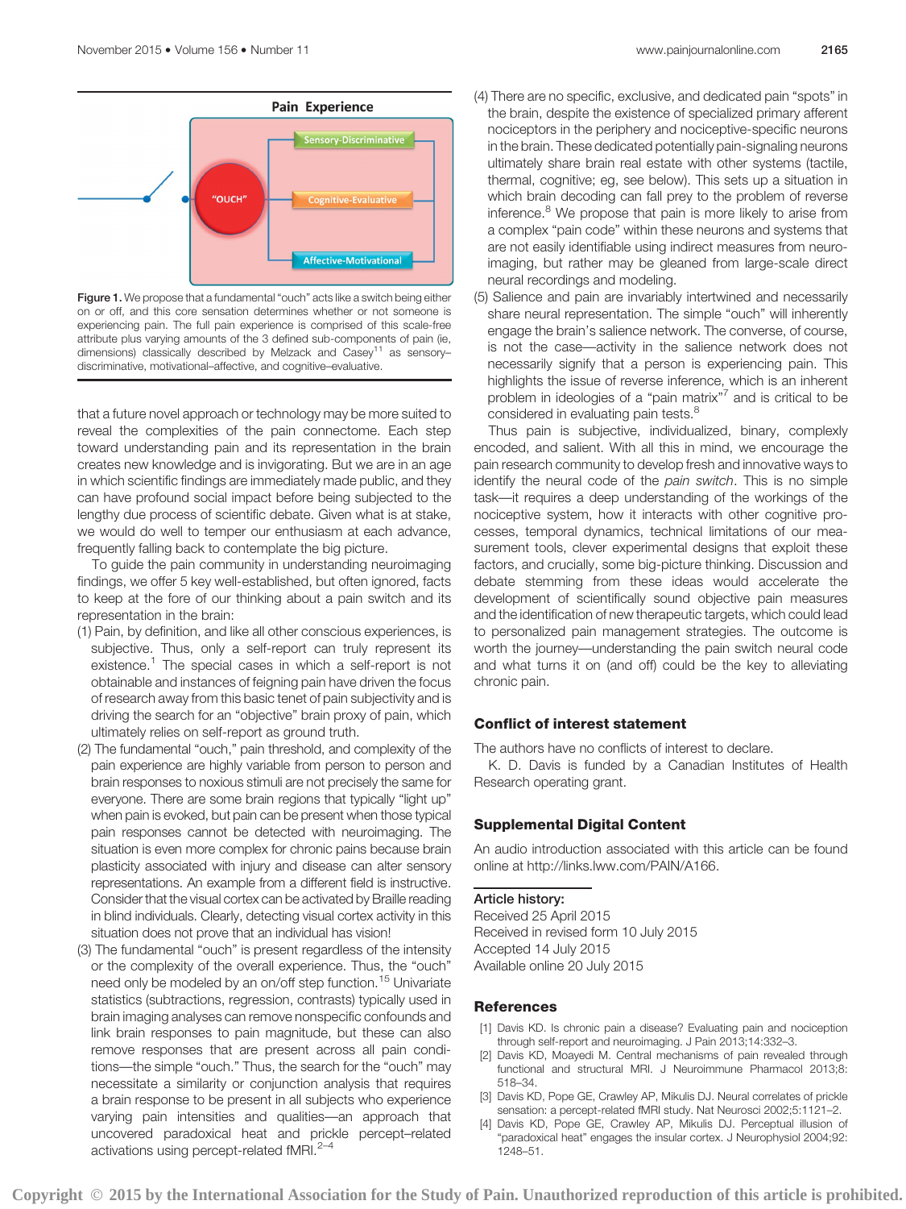Pain Experience

"OUCH"

Sensory-Discriminative

Cognitive-Evaluative

Affective-Motivational

**Figure 1.** We propose that a fundamental "ouch" acts like a switch being either on or off, and this core sensation determines whether or not someone is experiencing pain. The full pain experience is comprised of this scale-free attribute plus varying amounts of the 3 defined sub-components of pain (ie, dimensions) classically described by Melzack and Casey[11] as sensory–discriminative, motivational–affective, and cognitive–evaluative.

that a future novel approach or technology may be more suited to reveal the complexities of the pain connectome. Each step toward understanding pain and its representation in the brain creates new knowledge and is invigorating. But we are in an age in which scientific findings are immediately made public, and they can have profound social impact before being subjected to the lengthy due process of scientific debate. Given what is at stake, we would do well to temper our enthusiasm at each advance, frequently falling back to contemplate the big picture.

To guide the pain community in understanding neuroimaging findings, we offer 5 key well-established, but often ignored, facts to keep at the fore of our thinking about a pain switch and its representation in the brain:

(1) Pain, by definition, and like all other conscious experiences, is subjective. Thus, only a self-report can truly represent its existence.[1] The special cases in which a self-report is not obtainable and instances of feigning pain have driven the focus of research away from this basic tenet of pain subjectivity and is driving the search for an "objective" brain proxy of pain, which ultimately relies on self-report as ground truth.

(2) The fundamental "ouch," pain threshold, and complexity of the pain experience are highly variable from person to person and brain responses to noxious stimuli are not precisely the same for everyone. There are some brain regions that typically "light up" when pain is evoked, but pain can be present when those typical pain responses cannot be detected with neuroimaging. The situation is even more complex for chronic pains because brain plasticity associated with injury and disease can alter sensory representations. An example from a different field is instructive. Consider that the visual cortex can be activated by Braille reading in blind individuals. Clearly, detecting visual cortex activity in this situation does not prove that an individual has vision!

(3) The fundamental "ouch" is present regardless of the intensity or the complexity of the overall experience. Thus, the "ouch" need only be modeled by an on/off step function.[15] Univariate statistics (subtractions, regression, contrasts) typically used in brain imaging analyses can remove nonspecific confounds and link brain responses to pain magnitude, but these can also remove responses that are present across all pain conditions—the simple "ouch." Thus, the search for the "ouch" may necessitate a similarity or conjunction analysis that requires a brain response to be present in all subjects who experience varying pain intensities and qualities—an approach that uncovered paradoxical heat and prickle percept–related activations using percept-related fMRI.[2–4]

(4) There are no specific, exclusive, and dedicated pain "spots" in the brain, despite the existence of specialized primary afferent nociceptors in the periphery and nociceptive-specific neurons in the brain. These dedicated potentially pain-signaling neurons ultimately share brain real estate with other systems (tactile, thermal, cognitive; eg, see below). This sets up a situation in which brain decoding can fall prey to the problem of reverse inference.[8] We propose that pain is more likely to arise from a complex "pain code" within these neurons and systems that are not easily identifiable using indirect measures from neuroimaging, but rather may be gleaned from large-scale direct neural recordings and modeling.

(5) Salience and pain are invariably intertwined and necessarily share neural representation. The simple "ouch" will inherently engage the brain's salience network. The converse, of course, is not the case—activity in the salience network does not necessarily signify that a person is experiencing pain. This highlights the issue of reverse inference, which is an inherent problem in ideologies of a "pain matrix"[7] and is critical to be considered in evaluating pain tests.[8]

Thus pain is subjective, individualized, binary, complexly encoded, and salient. With all this in mind, we encourage the pain research community to develop fresh and innovative ways to identify the neural code of the *pain switch*. This is no simple task—it requires a deep understanding of the workings of the nociceptive system, how it interacts with other cognitive processes, temporal dynamics, technical limitations of our measurement tools, clever experimental designs that exploit these factors, and crucially, some big-picture thinking. Discussion and debate stemming from these ideas would accelerate the development of scientifically sound objective pain measures and the identification of new therapeutic targets, which could lead to personalized pain management strategies. The outcome is worth the journey—understanding the pain switch neural code and what turns it on (and off) could be the key to alleviating chronic pain.

## Conflict of interest statement

The authors have no conflicts of interest to declare.

K. D. Davis is funded by a Canadian Institutes of Health Research operating grant.

## Supplemental Digital Content

An audio introduction associated with this article can be found online at http://links.lww.com/PAIN/A166.

### Article history:

Received 25 April 2015
Received in revised form 10 July 2015
Accepted 14 July 2015
Available online 20 July 2015

## References

[1] Davis KD. Is chronic pain a disease? Evaluating pain and nociception through self-report and neuroimaging. J Pain 2013;14:332–3.

[2] Davis KD, Moayedi M. Central mechanisms of pain revealed through functional and structural MRI. J Neuroimmune Pharmacol 2013;8:518–34.

[3] Davis KD, Pope GE, Crawley AP, Mikulis DJ. Neural correlates of prickle sensation: a percept-related fMRI study. Nat Neurosci 2002;5:1121–2.

[4] Davis KD, Pope GE, Crawley AP, Mikulis DJ. Perceptual illusion of "paradoxical heat" engages the insular cortex. J Neurophysiol 2004;92:1248–51.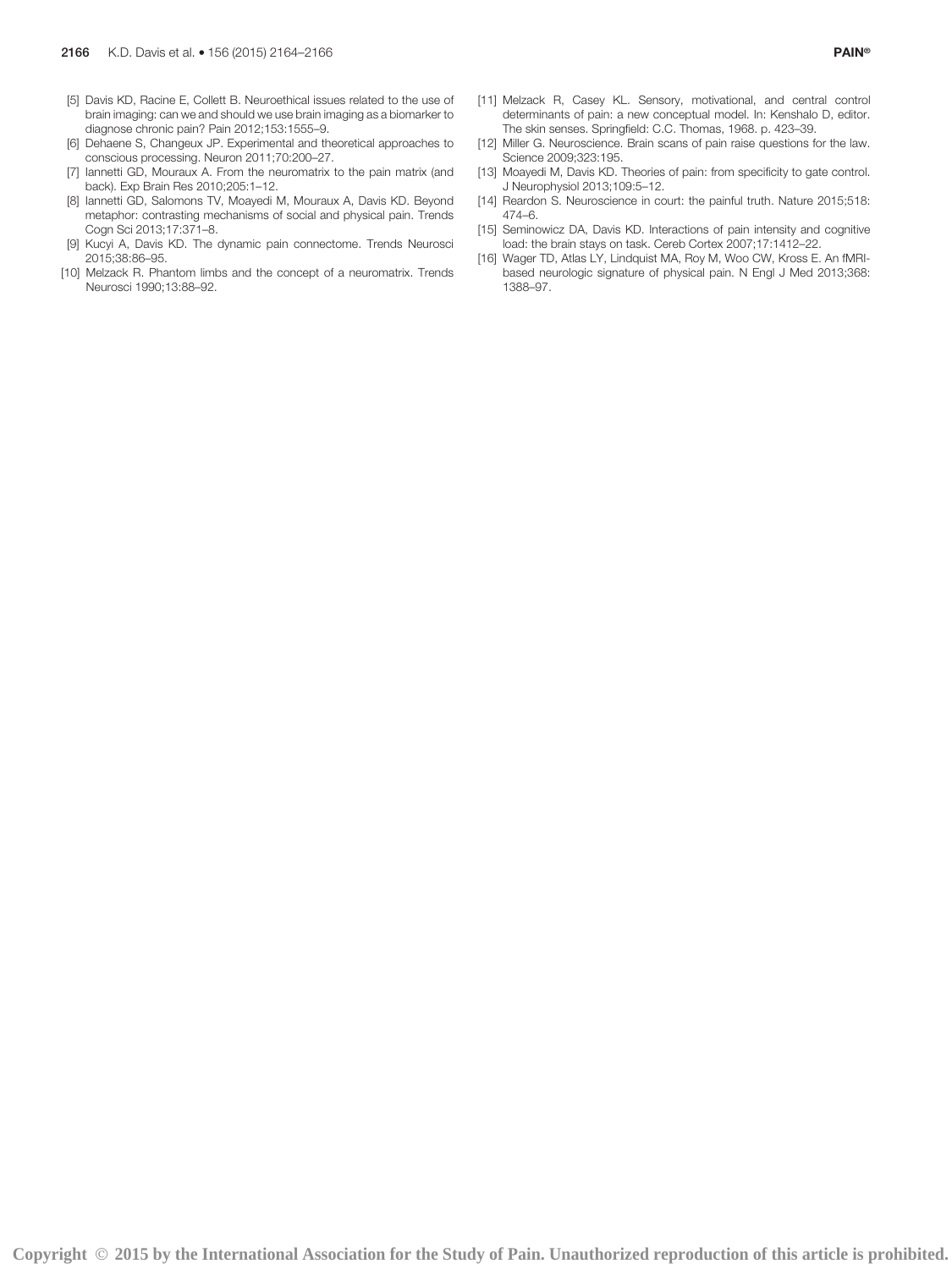[5] Davis KD, Racine E, Collett B. Neuroethical issues related to the use of brain imaging: can we and should we use brain imaging as a biomarker to diagnose chronic pain? Pain 2012;153:1555–9.

[6] Dehaene S, Changeux JP. Experimental and theoretical approaches to conscious processing. Neuron 2011;70:200–27.

[7] Iannetti GD, Mouraux A. From the neuromatrix to the pain matrix (and back). Exp Brain Res 2010;205:1–12.

[8] Iannetti GD, Salomons TV, Moayedi M, Mouraux A, Davis KD. Beyond metaphor: contrasting mechanisms of social and physical pain. Trends Cogn Sci 2013;17:371–8.

[9] Kucyi A, Davis KD. The dynamic pain connectome. Trends Neurosci 2015;38:86–95.

[10] Melzack R. Phantom limbs and the concept of a neuromatrix. Trends Neurosci 1990;13:88–92.

[11] Melzack R, Casey KL. Sensory, motivational, and central control determinants of pain: a new conceptual model. In: Kenshalo D, editor. The skin senses. Springfield: C.C. Thomas, 1968. p. 423–39.

[12] Miller G. Neuroscience. Brain scans of pain raise questions for the law. Science 2009;323:195.

[13] Moayedi M, Davis KD. Theories of pain: from specificity to gate control. J Neurophysiol 2013;109:5–12.

[14] Reardon S. Neuroscience in court: the painful truth. Nature 2015;518: 474–6.

[15] Seminowicz DA, Davis KD. Interactions of pain intensity and cognitive load: the brain stays on task. Cereb Cortex 2007;17:1412–22.

[16] Wager TD, Atlas LY, Lindquist MA, Roy M, Woo CW, Kross E. An fMRI-based neurologic signature of physical pain. N Engl J Med 2013;368: 1388–97.